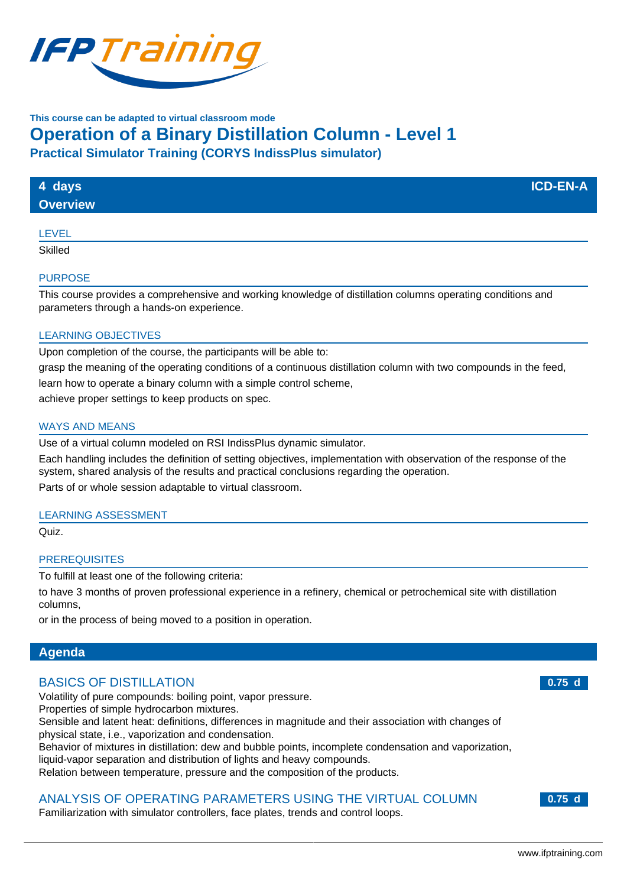This course can be adapted to virtual classroom mode

# Operation of a Binary Distillation Column - Level 1

## Practical Simulator Training (CORYS IndissPlus simulator)

**4 days** | **ICD-EN-A**

## Overview

### LEVEL

Skilled

### PURPOSE

This course provides a comprehensive and working knowledge of distillation columns operating conditions and parameters through a hands-on experience.

### LEARNING OBJECTIVES

Upon completion of the course, the participants will be able to:

grasp the meaning of the operating conditions of a continuous distillation column with two compounds in the feed,

learn how to operate a binary column with a simple control scheme,

achieve proper settings to keep products on spec.

### WAYS AND MEANS

Use of a virtual column modeled on RSI IndissPlus dynamic simulator.

Each handling includes the definition of setting objectives, implementation with observation of the response of the system, shared analysis of the results and practical conclusions regarding the operation.

Parts of or whole session adaptable to virtual classroom.

### LEARNING ASSESSMENT

Quiz.

### PREREQUISITES

To fulfill at least one of the following criteria:

to have 3 months of proven professional experience in a refinery, chemical or petrochemical site with distillation columns,

or in the process of being moved to a position in operation.

## Agenda

### BASICS OF DISTILLATION — 0.75 d

Volatility of pure compounds: boiling point, vapor pressure.
Properties of simple hydrocarbon mixtures.
Sensible and latent heat: definitions, differences in magnitude and their association with changes of physical state, i.e., vaporization and condensation.
Behavior of mixtures in distillation: dew and bubble points, incomplete condensation and vaporization, liquid-vapor separation and distribution of lights and heavy compounds.
Relation between temperature, pressure and the composition of the products.

### ANALYSIS OF OPERATING PARAMETERS USING THE VIRTUAL COLUMN — 0.75 d

Familiarization with simulator controllers, face plates, trends and control loops.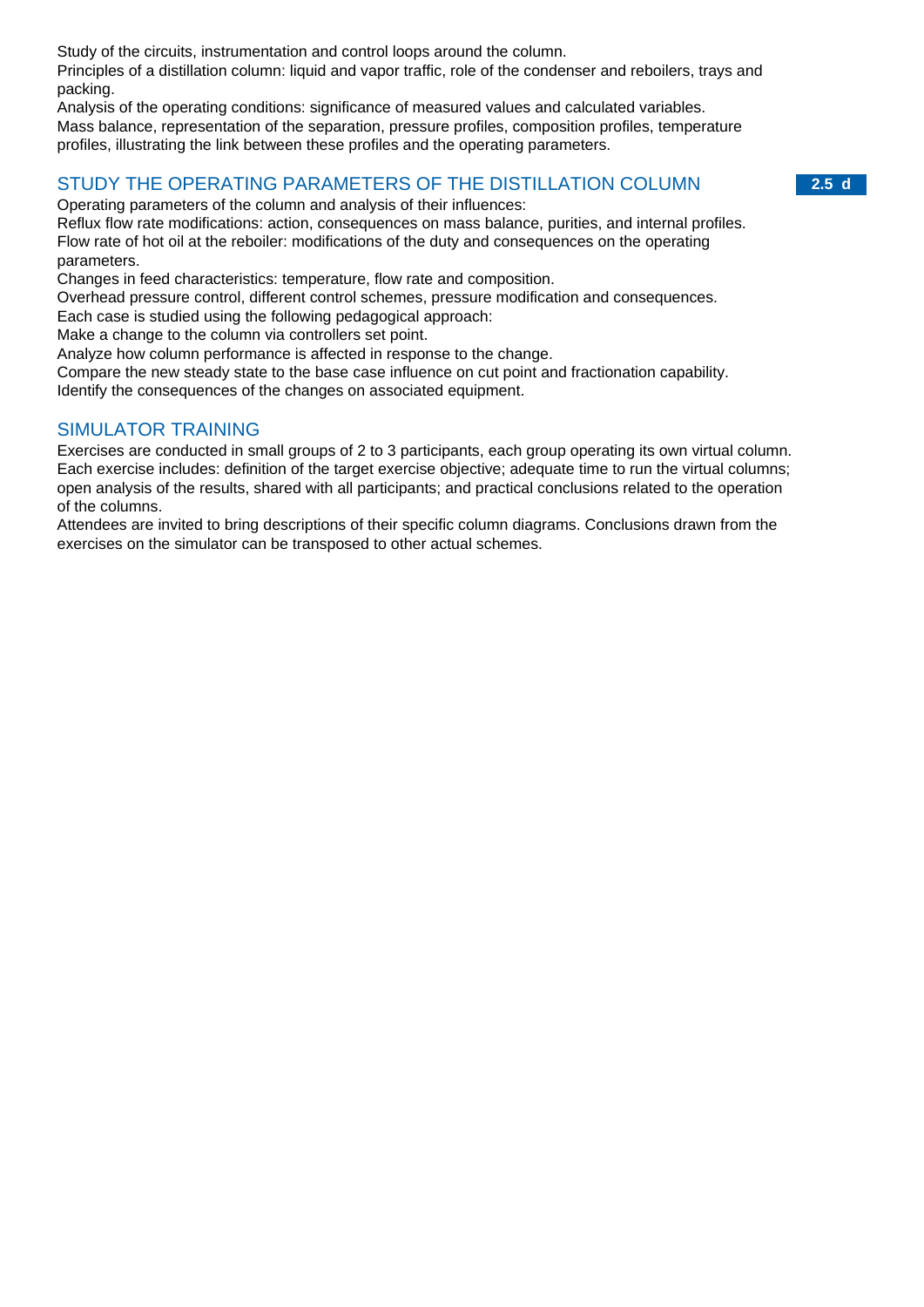Study of the circuits, instrumentation and control loops around the column.
Principles of a distillation column: liquid and vapor traffic, role of the condenser and reboilers, trays and packing.
Analysis of the operating conditions: significance of measured values and calculated variables.
Mass balance, representation of the separation, pressure profiles, composition profiles, temperature profiles, illustrating the link between these profiles and the operating parameters.

## STUDY THE OPERATING PARAMETERS OF THE DISTILLATION COLUMN

**2.5 d**

Operating parameters of the column and analysis of their influences:
Reflux flow rate modifications: action, consequences on mass balance, purities, and internal profiles.
Flow rate of hot oil at the reboiler: modifications of the duty and consequences on the operating parameters.
Changes in feed characteristics: temperature, flow rate and composition.
Overhead pressure control, different control schemes, pressure modification and consequences.
Each case is studied using the following pedagogical approach:
Make a change to the column via controllers set point.
Analyze how column performance is affected in response to the change.
Compare the new steady state to the base case influence on cut point and fractionation capability.
Identify the consequences of the changes on associated equipment.

## SIMULATOR TRAINING

Exercises are conducted in small groups of 2 to 3 participants, each group operating its own virtual column.
Each exercise includes: definition of the target exercise objective; adequate time to run the virtual columns; open analysis of the results, shared with all participants; and practical conclusions related to the operation of the columns.
Attendees are invited to bring descriptions of their specific column diagrams. Conclusions drawn from the exercises on the simulator can be transposed to other actual schemes.